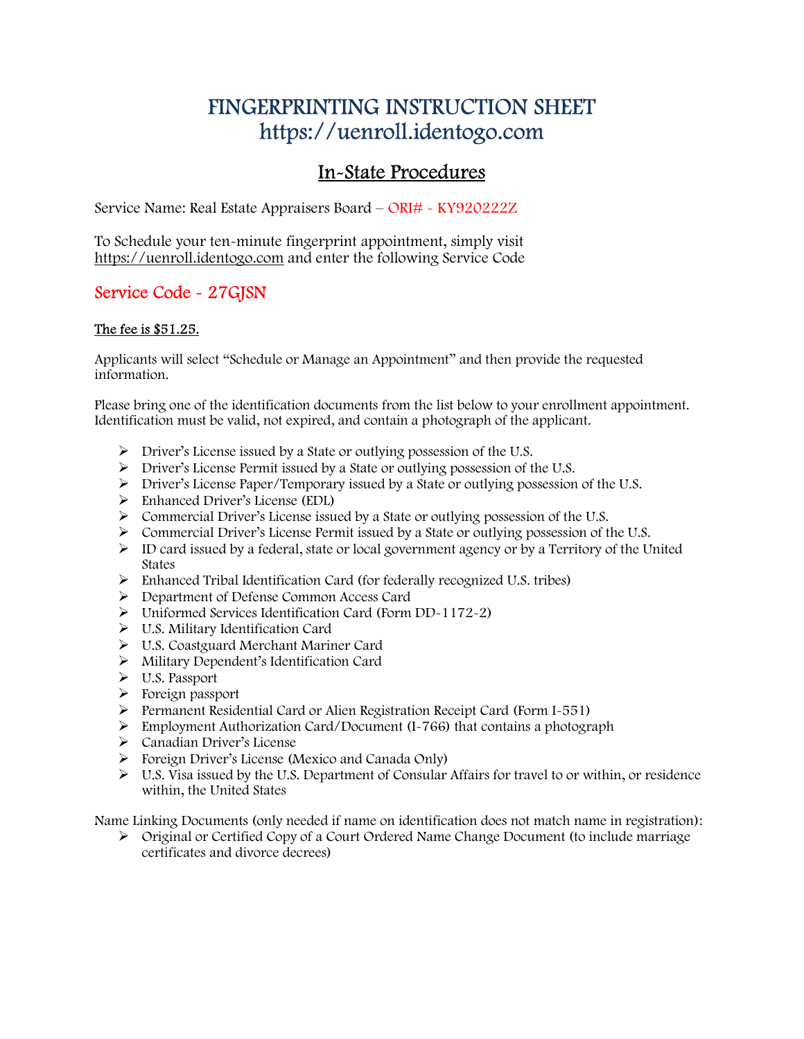# FINGERPRINTING INSTRUCTION SHEET
# https://uenroll.identogo.com

## In-State Procedures

Service Name: Real Estate Appraisers Board – ORI# - KY920222Z

To Schedule your ten-minute fingerprint appointment, simply visit https://uenroll.identogo.com and enter the following Service Code

### Service Code - 27GJSN

The fee is $51.25.

Applicants will select "Schedule or Manage an Appointment" and then provide the requested information.

Please bring one of the identification documents from the list below to your enrollment appointment. Identification must be valid, not expired, and contain a photograph of the applicant.

- Driver's License issued by a State or outlying possession of the U.S.
- Driver's License Permit issued by a State or outlying possession of the U.S.
- Driver's License Paper/Temporary issued by a State or outlying possession of the U.S.
- Enhanced Driver's License (EDL)
- Commercial Driver's License issued by a State or outlying possession of the U.S.
- Commercial Driver's License Permit issued by a State or outlying possession of the U.S.
- ID card issued by a federal, state or local government agency or by a Territory of the United States
- Enhanced Tribal Identification Card (for federally recognized U.S. tribes)
- Department of Defense Common Access Card
- Uniformed Services Identification Card (Form DD-1172-2)
- U.S. Military Identification Card
- U.S. Coastguard Merchant Mariner Card
- Military Dependent's Identification Card
- U.S. Passport
- Foreign passport
- Permanent Residential Card or Alien Registration Receipt Card (Form I-551)
- Employment Authorization Card/Document (I-766) that contains a photograph
- Canadian Driver's License
- Foreign Driver's License (Mexico and Canada Only)
- U.S. Visa issued by the U.S. Department of Consular Affairs for travel to or within, or residence within, the United States

Name Linking Documents (only needed if name on identification does not match name in registration):

- Original or Certified Copy of a Court Ordered Name Change Document (to include marriage certificates and divorce decrees)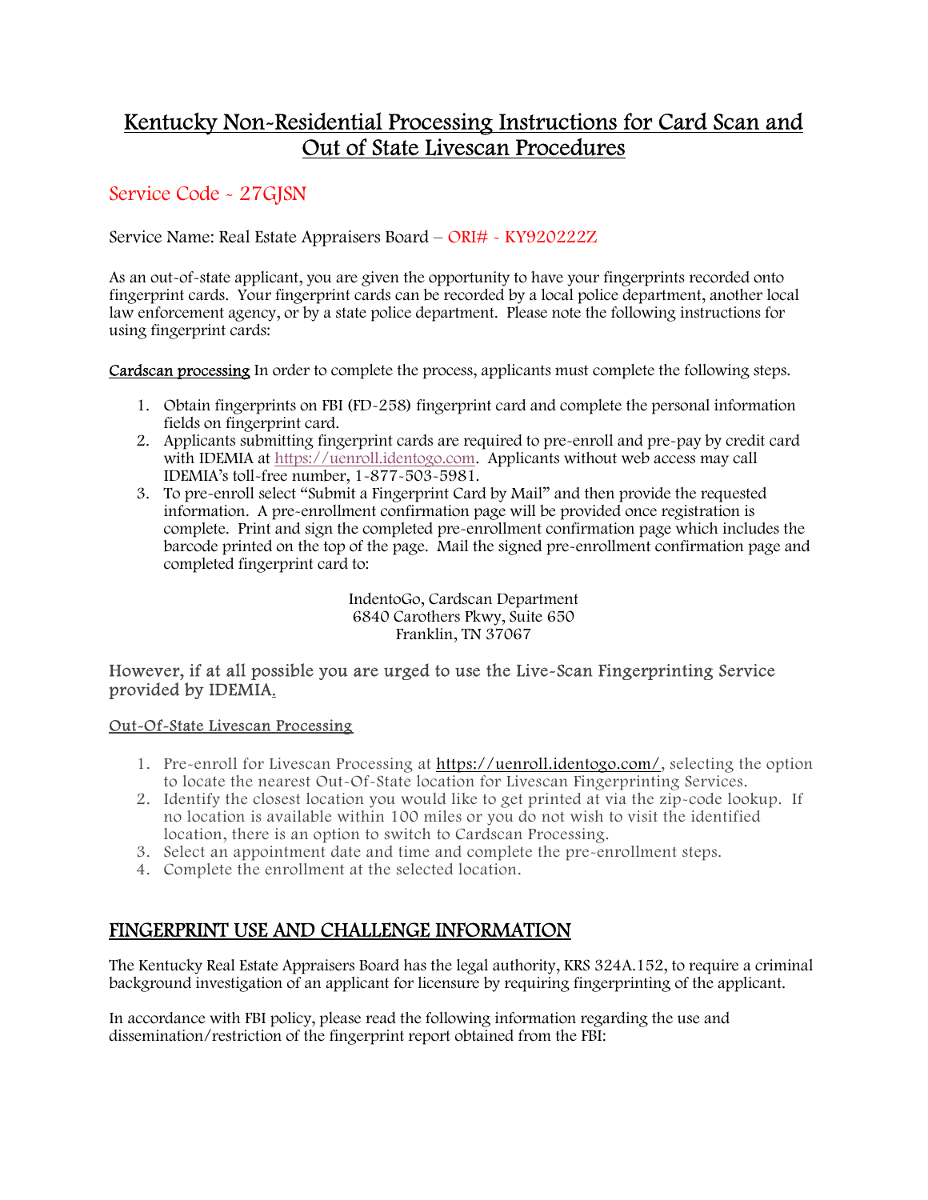# Kentucky Non-Residential Processing Instructions for Card Scan and Out of State Livescan Procedures

## Service Code - 27GJSN

Service Name: Real Estate Appraisers Board – ORI# - KY920222Z

As an out-of-state applicant, you are given the opportunity to have your fingerprints recorded onto fingerprint cards. Your fingerprint cards can be recorded by a local police department, another local law enforcement agency, or by a state police department. Please note the following instructions for using fingerprint cards:

Cardscan processing In order to complete the process, applicants must complete the following steps.

1. Obtain fingerprints on FBI (FD-258) fingerprint card and complete the personal information fields on fingerprint card.
2. Applicants submitting fingerprint cards are required to pre-enroll and pre-pay by credit card with IDEMIA at https://uenroll.identogo.com. Applicants without web access may call IDEMIA's toll-free number, 1-877-503-5981.
3. To pre-enroll select "Submit a Fingerprint Card by Mail" and then provide the requested information. A pre-enrollment confirmation page will be provided once registration is complete. Print and sign the completed pre-enrollment confirmation page which includes the barcode printed on the top of the page. Mail the signed pre-enrollment confirmation page and completed fingerprint card to:

IndentoGo, Cardscan Department
6840 Carothers Pkwy, Suite 650
Franklin, TN 37067

However, if at all possible you are urged to use the Live-Scan Fingerprinting Service provided by IDEMIA.

Out-Of-State Livescan Processing

1. Pre-enroll for Livescan Processing at https://uenroll.identogo.com/, selecting the option to locate the nearest Out-Of-State location for Livescan Fingerprinting Services.
2. Identify the closest location you would like to get printed at via the zip-code lookup. If no location is available within 100 miles or you do not wish to visit the identified location, there is an option to switch to Cardscan Processing.
3. Select an appointment date and time and complete the pre-enrollment steps.
4. Complete the enrollment at the selected location.

## FINGERPRINT USE AND CHALLENGE INFORMATION

The Kentucky Real Estate Appraisers Board has the legal authority, KRS 324A.152, to require a criminal background investigation of an applicant for licensure by requiring fingerprinting of the applicant.

In accordance with FBI policy, please read the following information regarding the use and dissemination/restriction of the fingerprint report obtained from the FBI: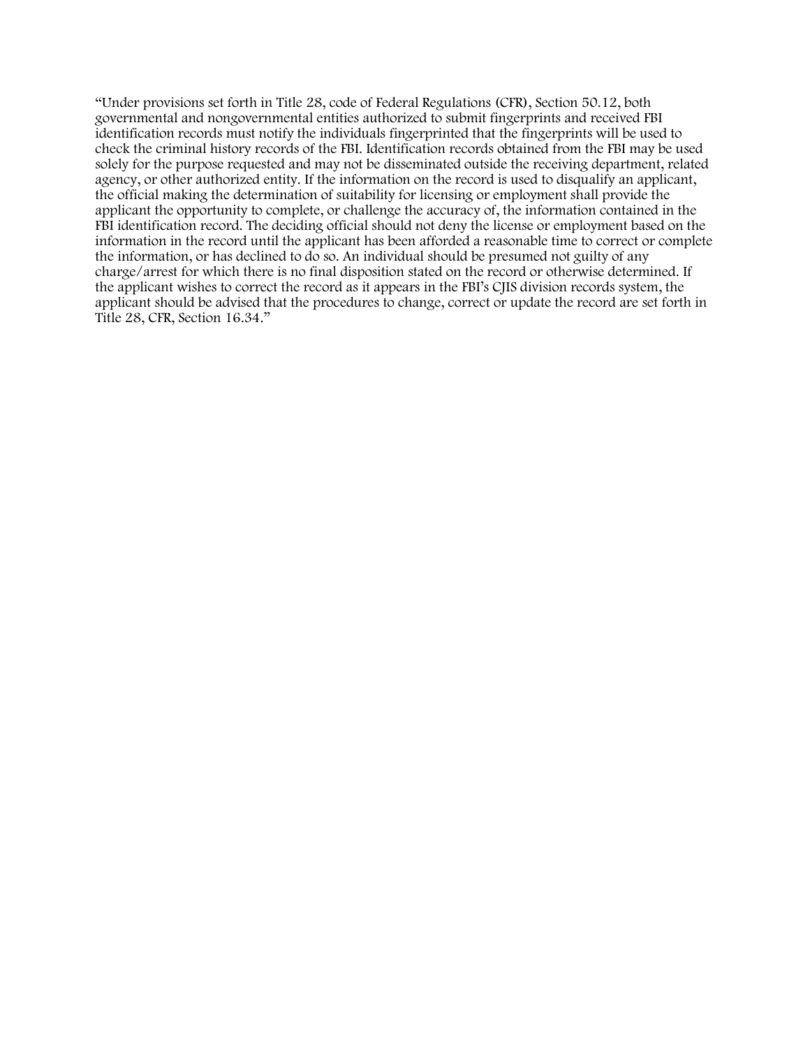"Under provisions set forth in Title 28, code of Federal Regulations (CFR), Section 50.12, both governmental and nongovernmental entities authorized to submit fingerprints and received FBI identification records must notify the individuals fingerprinted that the fingerprints will be used to check the criminal history records of the FBI. Identification records obtained from the FBI may be used solely for the purpose requested and may not be disseminated outside the receiving department, related agency, or other authorized entity. If the information on the record is used to disqualify an applicant, the official making the determination of suitability for licensing or employment shall provide the applicant the opportunity to complete, or challenge the accuracy of, the information contained in the FBI identification record. The deciding official should not deny the license or employment based on the information in the record until the applicant has been afforded a reasonable time to correct or complete the information, or has declined to do so. An individual should be presumed not guilty of any charge/arrest for which there is no final disposition stated on the record or otherwise determined. If the applicant wishes to correct the record as it appears in the FBI's CJIS division records system, the applicant should be advised that the procedures to change, correct or update the record are set forth in Title 28, CFR, Section 16.34."